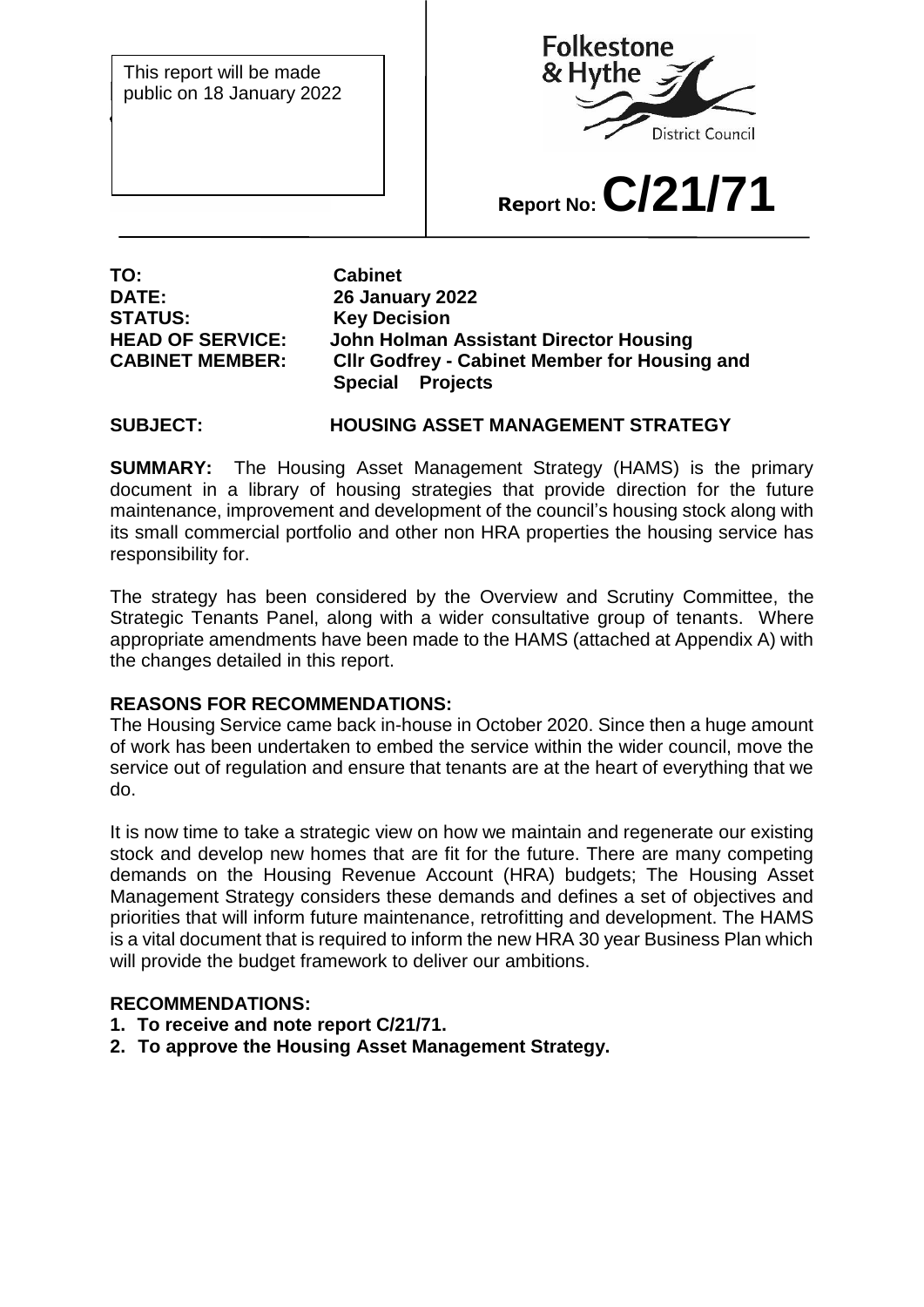This report will be made public on 18 January 2022

Folkestone & Hythe District Council

Report No: **C/21/71**

| | |
|---|---|
| **TO:** | **Cabinet** |
| **DATE:** | **26 January 2022** |
| **STATUS:** | **Key Decision** |
| **HEAD OF SERVICE:** | **John Holman Assistant Director Housing** |
| **CABINET MEMBER:** | **Cllr Godfrey - Cabinet Member for Housing and Special Projects** |

**SUBJECT:** **HOUSING ASSET MANAGEMENT STRATEGY**

**SUMMARY:** The Housing Asset Management Strategy (HAMS) is the primary document in a library of housing strategies that provide direction for the future maintenance, improvement and development of the council's housing stock along with its small commercial portfolio and other non HRA properties the housing service has responsibility for.

The strategy has been considered by the Overview and Scrutiny Committee, the Strategic Tenants Panel, along with a wider consultative group of tenants. Where appropriate amendments have been made to the HAMS (attached at Appendix A) with the changes detailed in this report.

**REASONS FOR RECOMMENDATIONS:**

The Housing Service came back in-house in October 2020. Since then a huge amount of work has been undertaken to embed the service within the wider council, move the service out of regulation and ensure that tenants are at the heart of everything that we do.

It is now time to take a strategic view on how we maintain and regenerate our existing stock and develop new homes that are fit for the future. There are many competing demands on the Housing Revenue Account (HRA) budgets; The Housing Asset Management Strategy considers these demands and defines a set of objectives and priorities that will inform future maintenance, retrofitting and development. The HAMS is a vital document that is required to inform the new HRA 30 year Business Plan which will provide the budget framework to deliver our ambitions.

**RECOMMENDATIONS:**

1. **To receive and note report C/21/71.**
2. **To approve the Housing Asset Management Strategy.**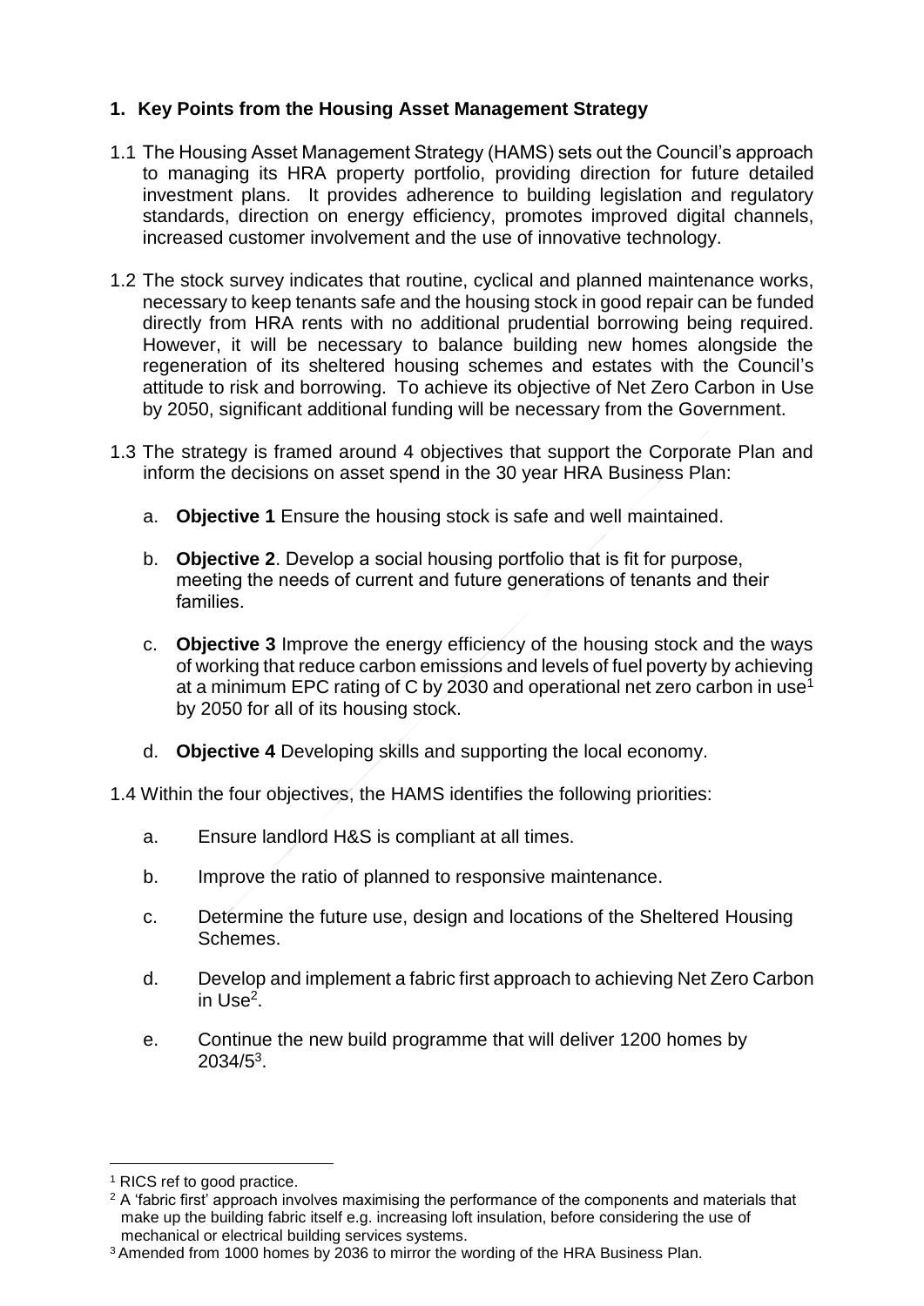## 1. Key Points from the Housing Asset Management Strategy

1.1 The Housing Asset Management Strategy (HAMS) sets out the Council's approach to managing its HRA property portfolio, providing direction for future detailed investment plans. It provides adherence to building legislation and regulatory standards, direction on energy efficiency, promotes improved digital channels, increased customer involvement and the use of innovative technology.

1.2 The stock survey indicates that routine, cyclical and planned maintenance works, necessary to keep tenants safe and the housing stock in good repair can be funded directly from HRA rents with no additional prudential borrowing being required. However, it will be necessary to balance building new homes alongside the regeneration of its sheltered housing schemes and estates with the Council's attitude to risk and borrowing. To achieve its objective of Net Zero Carbon in Use by 2050, significant additional funding will be necessary from the Government.

1.3 The strategy is framed around 4 objectives that support the Corporate Plan and inform the decisions on asset spend in the 30 year HRA Business Plan:

a. **Objective 1** Ensure the housing stock is safe and well maintained.

b. **Objective 2**. Develop a social housing portfolio that is fit for purpose, meeting the needs of current and future generations of tenants and their families.

c. **Objective 3** Improve the energy efficiency of the housing stock and the ways of working that reduce carbon emissions and levels of fuel poverty by achieving at a minimum EPC rating of C by 2030 and operational net zero carbon in use[1] by 2050 for all of its housing stock.

d. **Objective 4** Developing skills and supporting the local economy.

1.4 Within the four objectives, the HAMS identifies the following priorities:

a. Ensure landlord H&S is compliant at all times.

b. Improve the ratio of planned to responsive maintenance.

c. Determine the future use, design and locations of the Sheltered Housing Schemes.

d. Develop and implement a fabric first approach to achieving Net Zero Carbon in Use[2].

e. Continue the new build programme that will deliver 1200 homes by 2034/5[3].

---

[1] RICS ref to good practice.

[2] A 'fabric first' approach involves maximising the performance of the components and materials that make up the building fabric itself e.g. increasing loft insulation, before considering the use of mechanical or electrical building services systems.

[3] Amended from 1000 homes by 2036 to mirror the wording of the HRA Business Plan.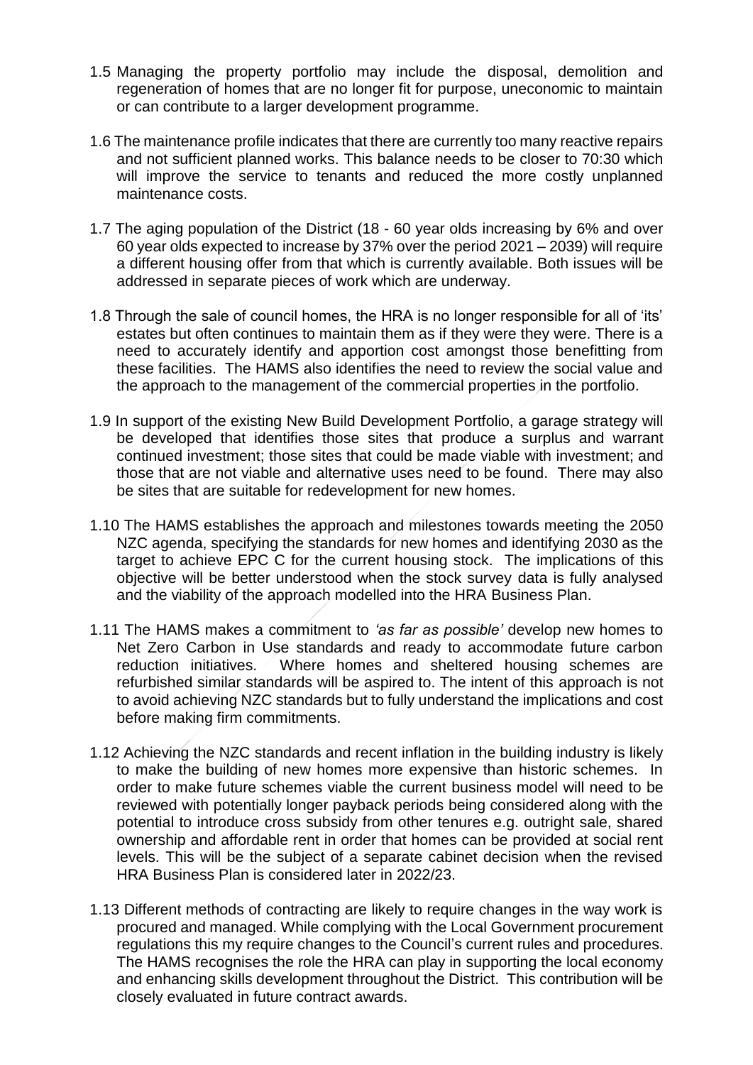1.5 Managing the property portfolio may include the disposal, demolition and regeneration of homes that are no longer fit for purpose, uneconomic to maintain or can contribute to a larger development programme.

1.6 The maintenance profile indicates that there are currently too many reactive repairs and not sufficient planned works. This balance needs to be closer to 70:30 which will improve the service to tenants and reduced the more costly unplanned maintenance costs.

1.7 The aging population of the District (18 - 60 year olds increasing by 6% and over 60 year olds expected to increase by 37% over the period 2021 – 2039) will require a different housing offer from that which is currently available. Both issues will be addressed in separate pieces of work which are underway.

1.8 Through the sale of council homes, the HRA is no longer responsible for all of 'its' estates but often continues to maintain them as if they were they were. There is a need to accurately identify and apportion cost amongst those benefitting from these facilities. The HAMS also identifies the need to review the social value and the approach to the management of the commercial properties in the portfolio.

1.9 In support of the existing New Build Development Portfolio, a garage strategy will be developed that identifies those sites that produce a surplus and warrant continued investment; those sites that could be made viable with investment; and those that are not viable and alternative uses need to be found. There may also be sites that are suitable for redevelopment for new homes.

1.10 The HAMS establishes the approach and milestones towards meeting the 2050 NZC agenda, specifying the standards for new homes and identifying 2030 as the target to achieve EPC C for the current housing stock. The implications of this objective will be better understood when the stock survey data is fully analysed and the viability of the approach modelled into the HRA Business Plan.

1.11 The HAMS makes a commitment to *'as far as possible'* develop new homes to Net Zero Carbon in Use standards and ready to accommodate future carbon reduction initiatives. Where homes and sheltered housing schemes are refurbished similar standards will be aspired to. The intent of this approach is not to avoid achieving NZC standards but to fully understand the implications and cost before making firm commitments.

1.12 Achieving the NZC standards and recent inflation in the building industry is likely to make the building of new homes more expensive than historic schemes. In order to make future schemes viable the current business model will need to be reviewed with potentially longer payback periods being considered along with the potential to introduce cross subsidy from other tenures e.g. outright sale, shared ownership and affordable rent in order that homes can be provided at social rent levels. This will be the subject of a separate cabinet decision when the revised HRA Business Plan is considered later in 2022/23.

1.13 Different methods of contracting are likely to require changes in the way work is procured and managed. While complying with the Local Government procurement regulations this my require changes to the Council's current rules and procedures. The HAMS recognises the role the HRA can play in supporting the local economy and enhancing skills development throughout the District. This contribution will be closely evaluated in future contract awards.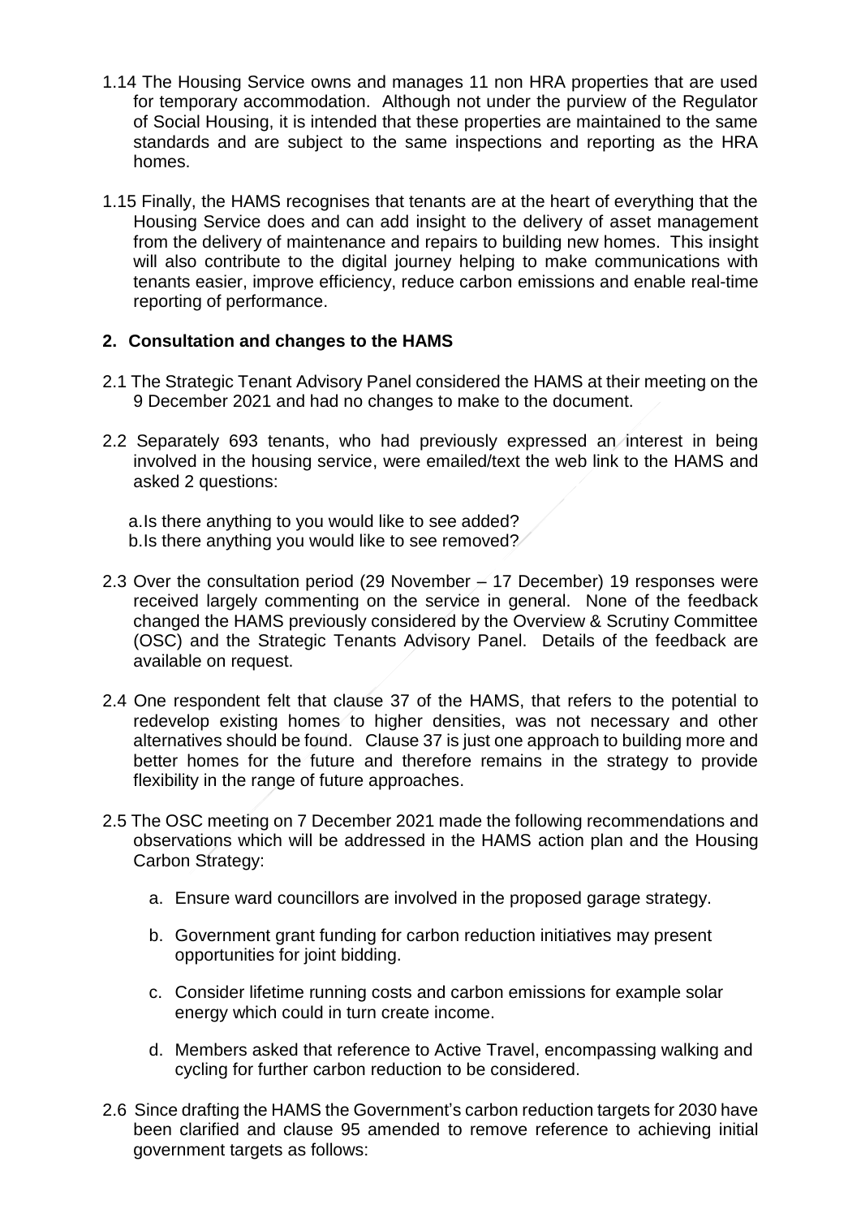1.14 The Housing Service owns and manages 11 non HRA properties that are used for temporary accommodation. Although not under the purview of the Regulator of Social Housing, it is intended that these properties are maintained to the same standards and are subject to the same inspections and reporting as the HRA homes.

1.15 Finally, the HAMS recognises that tenants are at the heart of everything that the Housing Service does and can add insight to the delivery of asset management from the delivery of maintenance and repairs to building new homes. This insight will also contribute to the digital journey helping to make communications with tenants easier, improve efficiency, reduce carbon emissions and enable real-time reporting of performance.

## 2. Consultation and changes to the HAMS

2.1 The Strategic Tenant Advisory Panel considered the HAMS at their meeting on the 9 December 2021 and had no changes to make to the document.

2.2 Separately 693 tenants, who had previously expressed an interest in being involved in the housing service, were emailed/text the web link to the HAMS and asked 2 questions:

a. Is there anything to you would like to see added?
b. Is there anything you would like to see removed?

2.3 Over the consultation period (29 November – 17 December) 19 responses were received largely commenting on the service in general. None of the feedback changed the HAMS previously considered by the Overview & Scrutiny Committee (OSC) and the Strategic Tenants Advisory Panel. Details of the feedback are available on request.

2.4 One respondent felt that clause 37 of the HAMS, that refers to the potential to redevelop existing homes to higher densities, was not necessary and other alternatives should be found. Clause 37 is just one approach to building more and better homes for the future and therefore remains in the strategy to provide flexibility in the range of future approaches.

2.5 The OSC meeting on 7 December 2021 made the following recommendations and observations which will be addressed in the HAMS action plan and the Housing Carbon Strategy:

a. Ensure ward councillors are involved in the proposed garage strategy.

b. Government grant funding for carbon reduction initiatives may present opportunities for joint bidding.

c. Consider lifetime running costs and carbon emissions for example solar energy which could in turn create income.

d. Members asked that reference to Active Travel, encompassing walking and cycling for further carbon reduction to be considered.

2.6 Since drafting the HAMS the Government's carbon reduction targets for 2030 have been clarified and clause 95 amended to remove reference to achieving initial government targets as follows: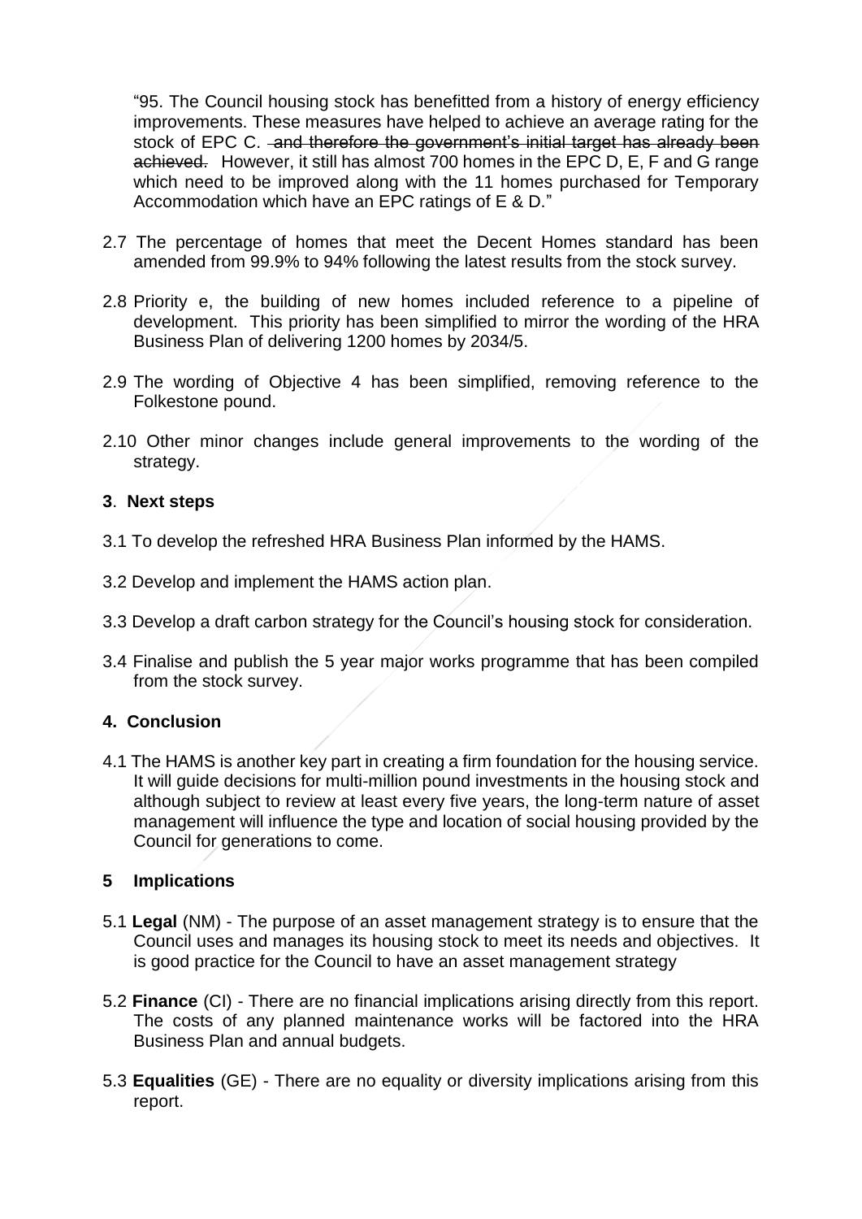"95. The Council housing stock has benefitted from a history of energy efficiency improvements. These measures have helped to achieve an average rating for the stock of EPC C. ~~and therefore the government's initial target has already been achieved.~~ However, it still has almost 700 homes in the EPC D, E, F and G range which need to be improved along with the 11 homes purchased for Temporary Accommodation which have an EPC ratings of E & D."

2.7 The percentage of homes that meet the Decent Homes standard has been amended from 99.9% to 94% following the latest results from the stock survey.

2.8 Priority e, the building of new homes included reference to a pipeline of development. This priority has been simplified to mirror the wording of the HRA Business Plan of delivering 1200 homes by 2034/5.

2.9 The wording of Objective 4 has been simplified, removing reference to the Folkestone pound.

2.10 Other minor changes include general improvements to the wording of the strategy.

## 3. Next steps

3.1 To develop the refreshed HRA Business Plan informed by the HAMS.

3.2 Develop and implement the HAMS action plan.

3.3 Develop a draft carbon strategy for the Council's housing stock for consideration.

3.4 Finalise and publish the 5 year major works programme that has been compiled from the stock survey.

## 4. Conclusion

4.1 The HAMS is another key part in creating a firm foundation for the housing service. It will guide decisions for multi-million pound investments in the housing stock and although subject to review at least every five years, the long-term nature of asset management will influence the type and location of social housing provided by the Council for generations to come.

## 5 Implications

5.1 **Legal** (NM) - The purpose of an asset management strategy is to ensure that the Council uses and manages its housing stock to meet its needs and objectives. It is good practice for the Council to have an asset management strategy

5.2 **Finance** (CI) - There are no financial implications arising directly from this report. The costs of any planned maintenance works will be factored into the HRA Business Plan and annual budgets.

5.3 **Equalities** (GE) - There are no equality or diversity implications arising from this report.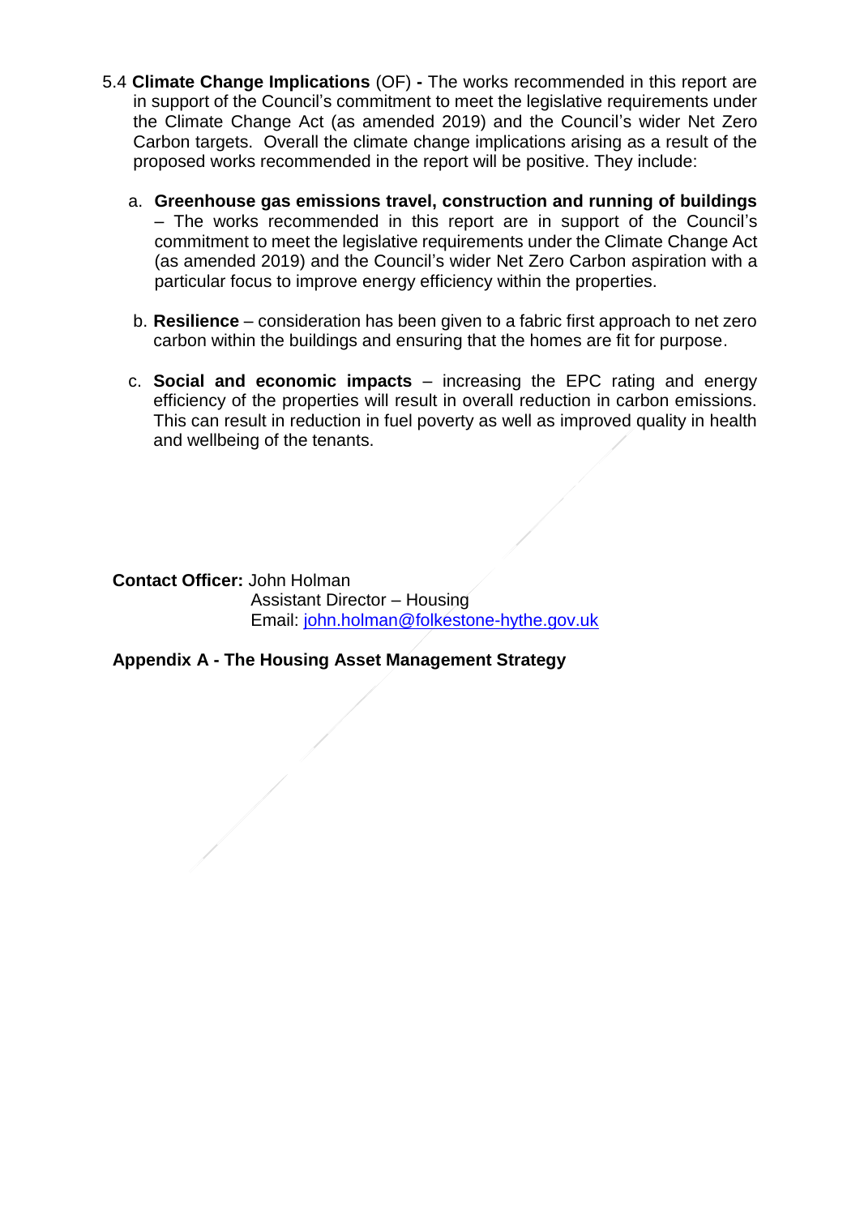5.4 **Climate Change Implications** (OF) **-** The works recommended in this report are in support of the Council's commitment to meet the legislative requirements under the Climate Change Act (as amended 2019) and the Council's wider Net Zero Carbon targets. Overall the climate change implications arising as a result of the proposed works recommended in the report will be positive. They include:

a. **Greenhouse gas emissions travel, construction and running of buildings** – The works recommended in this report are in support of the Council's commitment to meet the legislative requirements under the Climate Change Act (as amended 2019) and the Council's wider Net Zero Carbon aspiration with a particular focus to improve energy efficiency within the properties.

b. **Resilience** – consideration has been given to a fabric first approach to net zero carbon within the buildings and ensuring that the homes are fit for purpose.

c. **Social and economic impacts** – increasing the EPC rating and energy efficiency of the properties will result in overall reduction in carbon emissions. This can result in reduction in fuel poverty as well as improved quality in health and wellbeing of the tenants.

**Contact Officer:** John Holman
Assistant Director – Housing
Email: john.holman@folkestone-hythe.gov.uk

**Appendix A - The Housing Asset Management Strategy**